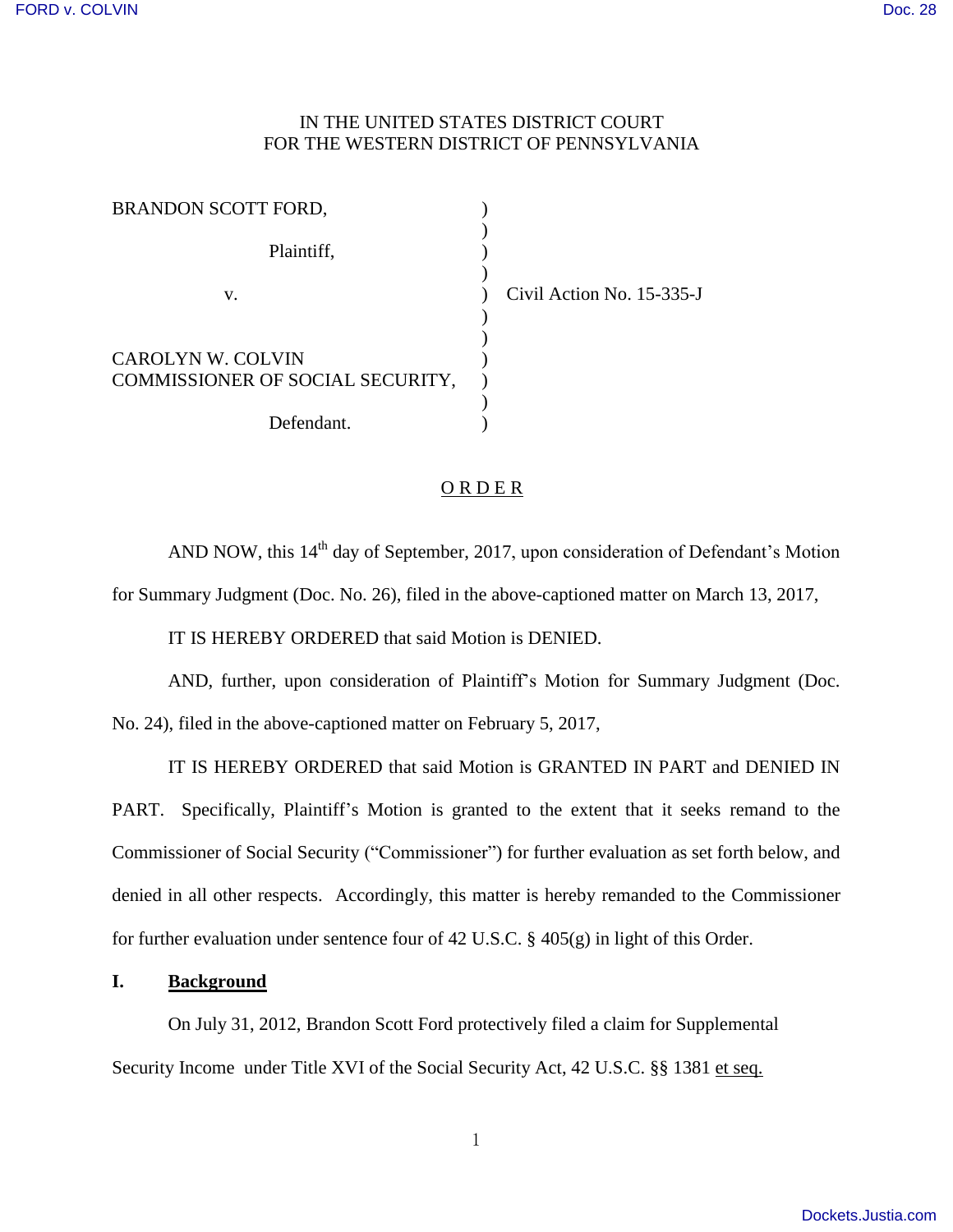IN THE UNITED STATES DISTRICT COURT
FOR THE WESTERN DISTRICT OF PENNSYLVANIA

BRANDON SCOTT FORD,

Plaintiff,

v.

CAROLYN W. COLVIN
COMMISSIONER OF SOCIAL SECURITY,

Defendant.

Civil Action No. 15-335-J

## O R D E R

AND NOW, this 14th day of September, 2017, upon consideration of Defendant's Motion for Summary Judgment (Doc. No. 26), filed in the above-captioned matter on March 13, 2017,

IT IS HEREBY ORDERED that said Motion is DENIED.

AND, further, upon consideration of Plaintiff's Motion for Summary Judgment (Doc. No. 24), filed in the above-captioned matter on February 5, 2017,

IT IS HEREBY ORDERED that said Motion is GRANTED IN PART and DENIED IN PART. Specifically, Plaintiff's Motion is granted to the extent that it seeks remand to the Commissioner of Social Security ("Commissioner") for further evaluation as set forth below, and denied in all other respects. Accordingly, this matter is hereby remanded to the Commissioner for further evaluation under sentence four of 42 U.S.C. § 405(g) in light of this Order.

### I. Background

On July 31, 2012, Brandon Scott Ford protectively filed a claim for Supplemental Security Income under Title XVI of the Social Security Act, 42 U.S.C. §§ 1381 et seq.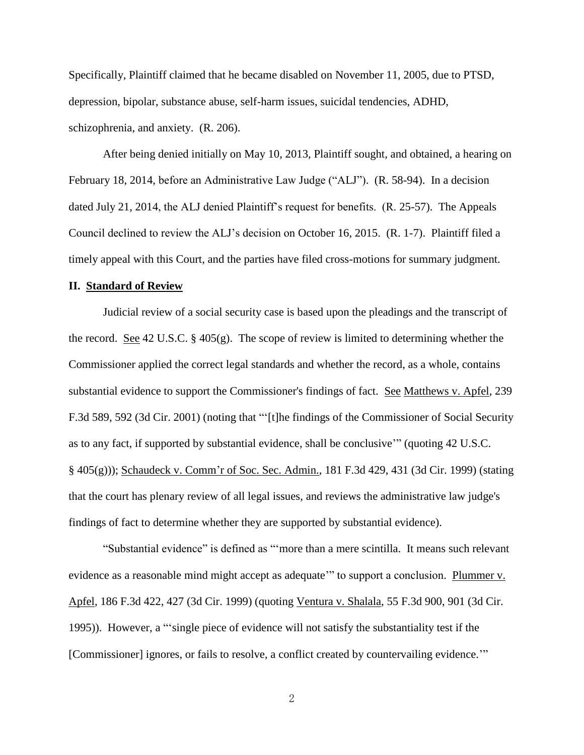Specifically, Plaintiff claimed that he became disabled on November 11, 2005, due to PTSD, depression, bipolar, substance abuse, self-harm issues, suicidal tendencies, ADHD, schizophrenia, and anxiety. (R. 206).

After being denied initially on May 10, 2013, Plaintiff sought, and obtained, a hearing on February 18, 2014, before an Administrative Law Judge ("ALJ"). (R. 58-94). In a decision dated July 21, 2014, the ALJ denied Plaintiff's request for benefits. (R. 25-57). The Appeals Council declined to review the ALJ's decision on October 16, 2015. (R. 1-7). Plaintiff filed a timely appeal with this Court, and the parties have filed cross-motions for summary judgment.

## II. Standard of Review

Judicial review of a social security case is based upon the pleadings and the transcript of the record. See 42 U.S.C. § 405(g). The scope of review is limited to determining whether the Commissioner applied the correct legal standards and whether the record, as a whole, contains substantial evidence to support the Commissioner's findings of fact. See Matthews v. Apfel, 239 F.3d 589, 592 (3d Cir. 2001) (noting that "'[t]he findings of the Commissioner of Social Security as to any fact, if supported by substantial evidence, shall be conclusive'" (quoting 42 U.S.C. § 405(g))); Schaudeck v. Comm'r of Soc. Sec. Admin., 181 F.3d 429, 431 (3d Cir. 1999) (stating that the court has plenary review of all legal issues, and reviews the administrative law judge's findings of fact to determine whether they are supported by substantial evidence).

"Substantial evidence" is defined as "'more than a mere scintilla. It means such relevant evidence as a reasonable mind might accept as adequate'" to support a conclusion. Plummer v. Apfel, 186 F.3d 422, 427 (3d Cir. 1999) (quoting Ventura v. Shalala, 55 F.3d 900, 901 (3d Cir. 1995)). However, a "'single piece of evidence will not satisfy the substantiality test if the [Commissioner] ignores, or fails to resolve, a conflict created by countervailing evidence.'"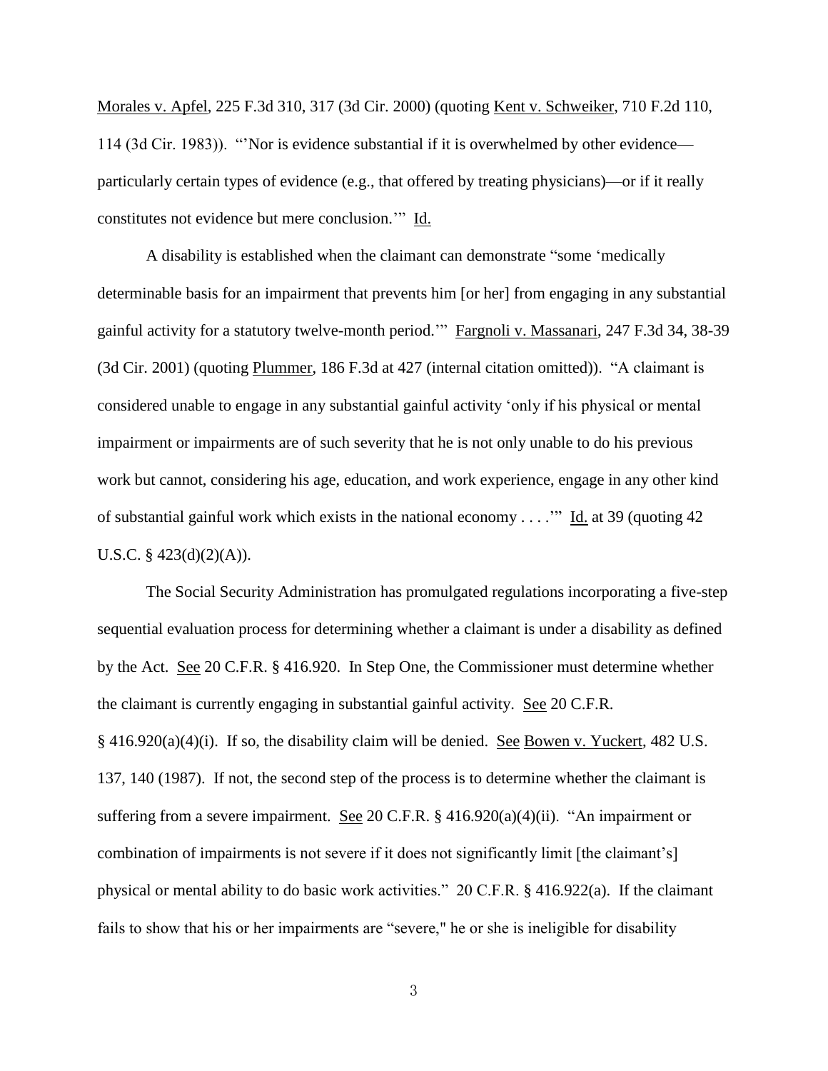Morales v. Apfel, 225 F.3d 310, 317 (3d Cir. 2000) (quoting Kent v. Schweiker, 710 F.2d 110, 114 (3d Cir. 1983)). "'Nor is evidence substantial if it is overwhelmed by other evidence—particularly certain types of evidence (e.g., that offered by treating physicians)—or if it really constitutes not evidence but mere conclusion.'" Id.

A disability is established when the claimant can demonstrate "some 'medically determinable basis for an impairment that prevents him [or her] from engaging in any substantial gainful activity for a statutory twelve-month period.'" Fargnoli v. Massanari, 247 F.3d 34, 38-39 (3d Cir. 2001) (quoting Plummer, 186 F.3d at 427 (internal citation omitted)). "A claimant is considered unable to engage in any substantial gainful activity 'only if his physical or mental impairment or impairments are of such severity that he is not only unable to do his previous work but cannot, considering his age, education, and work experience, engage in any other kind of substantial gainful work which exists in the national economy . . . .'" Id. at 39 (quoting 42 U.S.C. § 423(d)(2)(A)).

The Social Security Administration has promulgated regulations incorporating a five-step sequential evaluation process for determining whether a claimant is under a disability as defined by the Act. See 20 C.F.R. § 416.920. In Step One, the Commissioner must determine whether the claimant is currently engaging in substantial gainful activity. See 20 C.F.R. § 416.920(a)(4)(i). If so, the disability claim will be denied. See Bowen v. Yuckert, 482 U.S. 137, 140 (1987). If not, the second step of the process is to determine whether the claimant is suffering from a severe impairment. See 20 C.F.R. § 416.920(a)(4)(ii). "An impairment or combination of impairments is not severe if it does not significantly limit [the claimant's] physical or mental ability to do basic work activities." 20 C.F.R. § 416.922(a). If the claimant fails to show that his or her impairments are "severe," he or she is ineligible for disability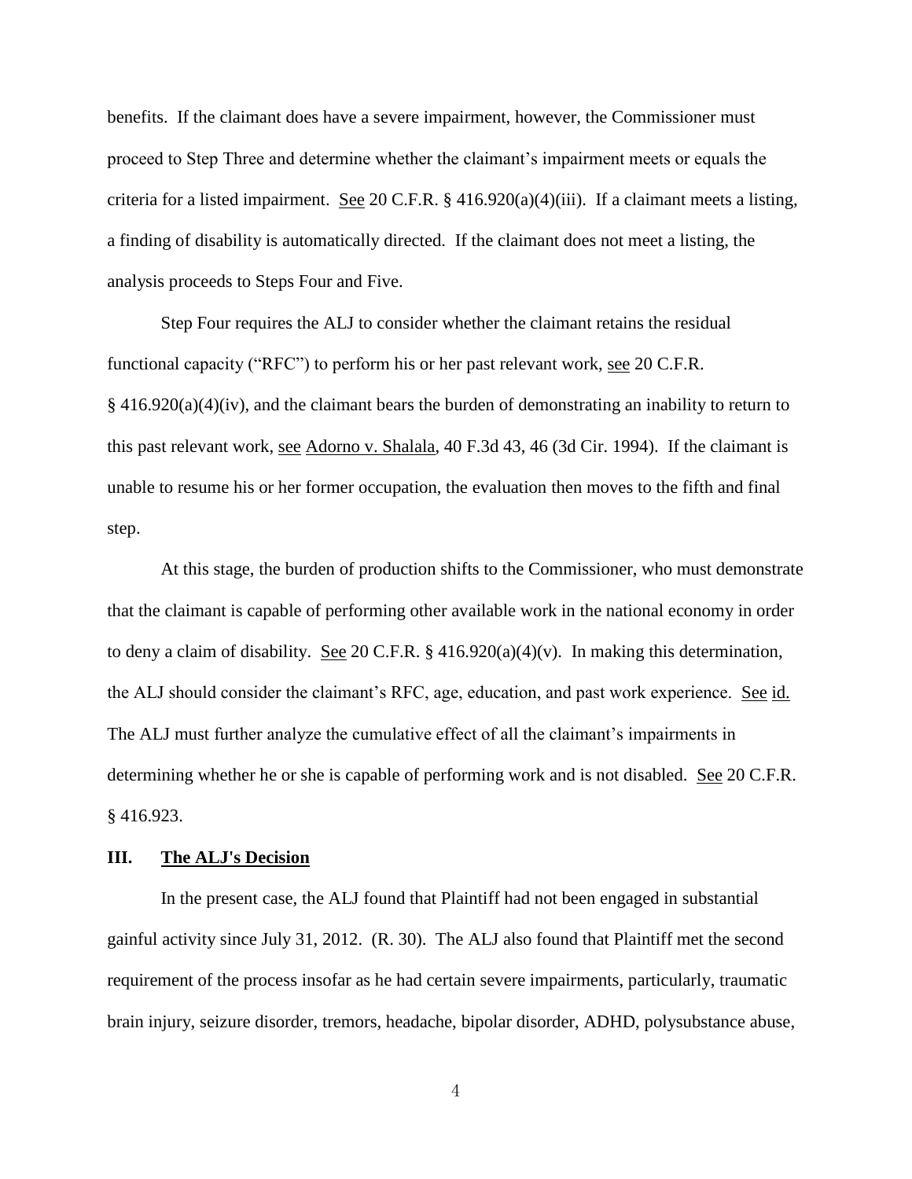benefits. If the claimant does have a severe impairment, however, the Commissioner must proceed to Step Three and determine whether the claimant's impairment meets or equals the criteria for a listed impairment. See 20 C.F.R. § 416.920(a)(4)(iii). If a claimant meets a listing, a finding of disability is automatically directed. If the claimant does not meet a listing, the analysis proceeds to Steps Four and Five.

Step Four requires the ALJ to consider whether the claimant retains the residual functional capacity ("RFC") to perform his or her past relevant work, see 20 C.F.R. § 416.920(a)(4)(iv), and the claimant bears the burden of demonstrating an inability to return to this past relevant work, see Adorno v. Shalala, 40 F.3d 43, 46 (3d Cir. 1994). If the claimant is unable to resume his or her former occupation, the evaluation then moves to the fifth and final step.

At this stage, the burden of production shifts to the Commissioner, who must demonstrate that the claimant is capable of performing other available work in the national economy in order to deny a claim of disability. See 20 C.F.R. § 416.920(a)(4)(v). In making this determination, the ALJ should consider the claimant's RFC, age, education, and past work experience. See id. The ALJ must further analyze the cumulative effect of all the claimant's impairments in determining whether he or she is capable of performing work and is not disabled. See 20 C.F.R. § 416.923.

## III. The ALJ's Decision

In the present case, the ALJ found that Plaintiff had not been engaged in substantial gainful activity since July 31, 2012. (R. 30). The ALJ also found that Plaintiff met the second requirement of the process insofar as he had certain severe impairments, particularly, traumatic brain injury, seizure disorder, tremors, headache, bipolar disorder, ADHD, polysubstance abuse,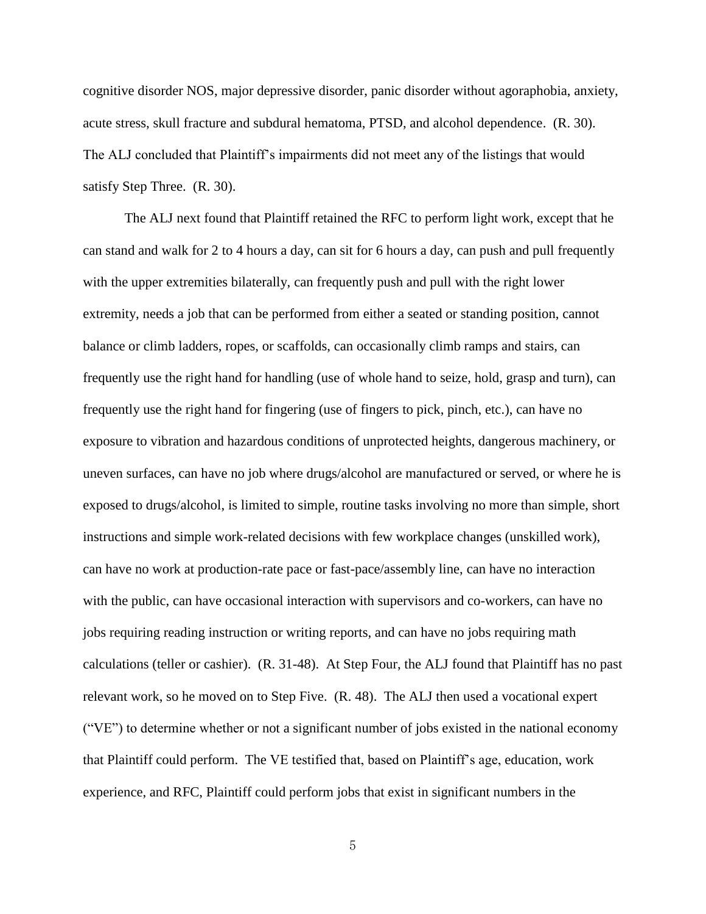cognitive disorder NOS, major depressive disorder, panic disorder without agoraphobia, anxiety, acute stress, skull fracture and subdural hematoma, PTSD, and alcohol dependence. (R. 30). The ALJ concluded that Plaintiff's impairments did not meet any of the listings that would satisfy Step Three. (R. 30).

The ALJ next found that Plaintiff retained the RFC to perform light work, except that he can stand and walk for 2 to 4 hours a day, can sit for 6 hours a day, can push and pull frequently with the upper extremities bilaterally, can frequently push and pull with the right lower extremity, needs a job that can be performed from either a seated or standing position, cannot balance or climb ladders, ropes, or scaffolds, can occasionally climb ramps and stairs, can frequently use the right hand for handling (use of whole hand to seize, hold, grasp and turn), can frequently use the right hand for fingering (use of fingers to pick, pinch, etc.), can have no exposure to vibration and hazardous conditions of unprotected heights, dangerous machinery, or uneven surfaces, can have no job where drugs/alcohol are manufactured or served, or where he is exposed to drugs/alcohol, is limited to simple, routine tasks involving no more than simple, short instructions and simple work-related decisions with few workplace changes (unskilled work), can have no work at production-rate pace or fast-pace/assembly line, can have no interaction with the public, can have occasional interaction with supervisors and co-workers, can have no jobs requiring reading instruction or writing reports, and can have no jobs requiring math calculations (teller or cashier). (R. 31-48). At Step Four, the ALJ found that Plaintiff has no past relevant work, so he moved on to Step Five. (R. 48). The ALJ then used a vocational expert ("VE") to determine whether or not a significant number of jobs existed in the national economy that Plaintiff could perform. The VE testified that, based on Plaintiff's age, education, work experience, and RFC, Plaintiff could perform jobs that exist in significant numbers in the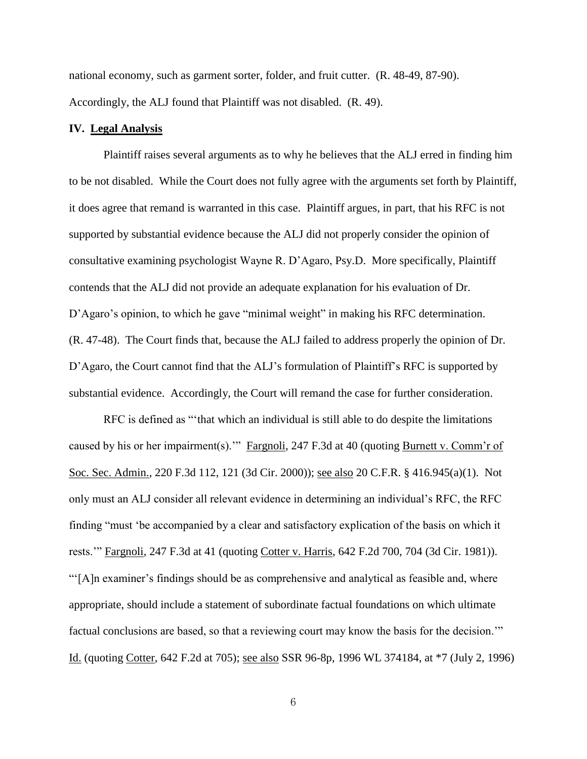national economy, such as garment sorter, folder, and fruit cutter. (R. 48-49, 87-90). Accordingly, the ALJ found that Plaintiff was not disabled. (R. 49).

## IV. **Legal Analysis**

Plaintiff raises several arguments as to why he believes that the ALJ erred in finding him to be not disabled. While the Court does not fully agree with the arguments set forth by Plaintiff, it does agree that remand is warranted in this case. Plaintiff argues, in part, that his RFC is not supported by substantial evidence because the ALJ did not properly consider the opinion of consultative examining psychologist Wayne R. D'Agaro, Psy.D. More specifically, Plaintiff contends that the ALJ did not provide an adequate explanation for his evaluation of Dr. D'Agaro's opinion, to which he gave "minimal weight" in making his RFC determination. (R. 47-48). The Court finds that, because the ALJ failed to address properly the opinion of Dr. D'Agaro, the Court cannot find that the ALJ's formulation of Plaintiff's RFC is supported by substantial evidence. Accordingly, the Court will remand the case for further consideration.

RFC is defined as "'that which an individual is still able to do despite the limitations caused by his or her impairment(s).'" Fargnoli, 247 F.3d at 40 (quoting Burnett v. Comm'r of Soc. Sec. Admin., 220 F.3d 112, 121 (3d Cir. 2000)); see also 20 C.F.R. § 416.945(a)(1). Not only must an ALJ consider all relevant evidence in determining an individual's RFC, the RFC finding "must 'be accompanied by a clear and satisfactory explication of the basis on which it rests.'" Fargnoli, 247 F.3d at 41 (quoting Cotter v. Harris, 642 F.2d 700, 704 (3d Cir. 1981)). "'[A]n examiner's findings should be as comprehensive and analytical as feasible and, where appropriate, should include a statement of subordinate factual foundations on which ultimate factual conclusions are based, so that a reviewing court may know the basis for the decision.'" Id. (quoting Cotter, 642 F.2d at 705); see also SSR 96-8p, 1996 WL 374184, at *7 (July 2, 1996)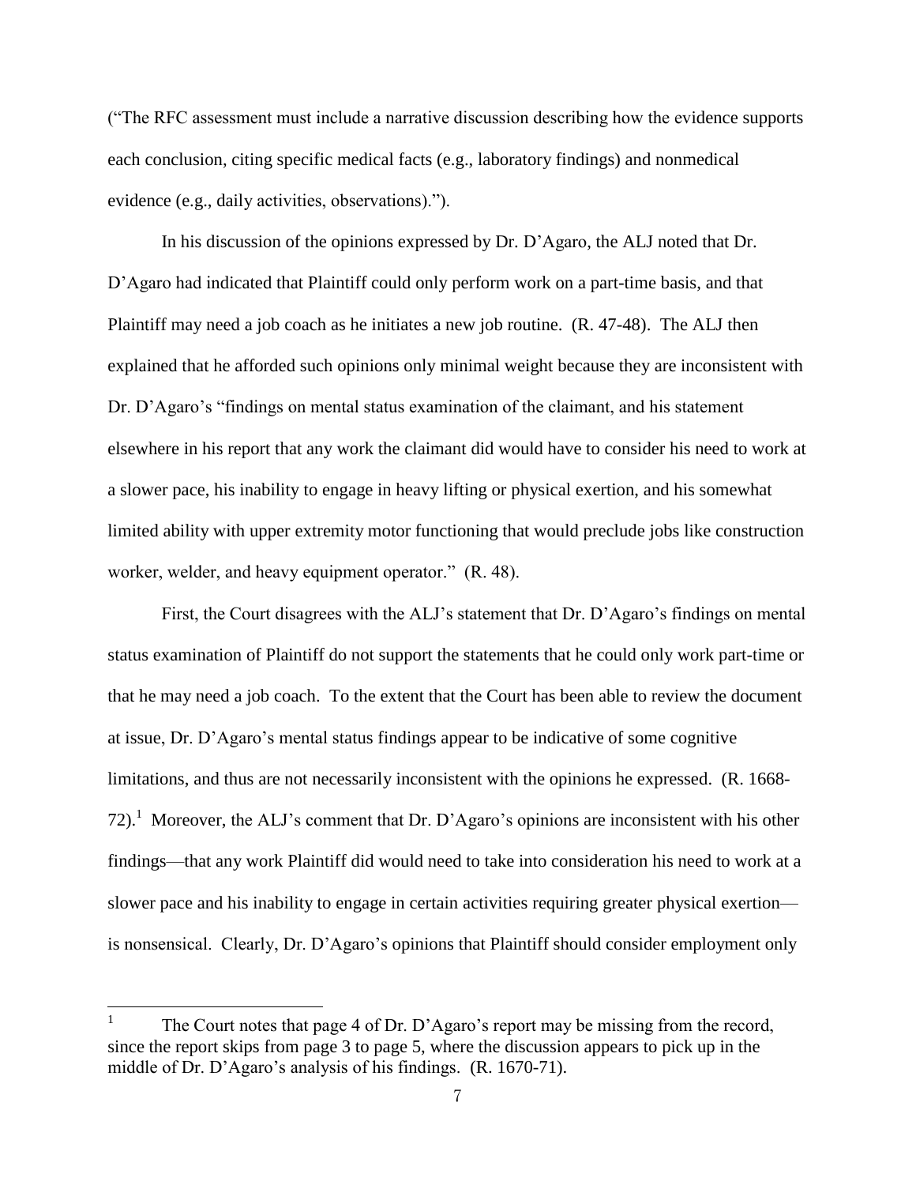("The RFC assessment must include a narrative discussion describing how the evidence supports each conclusion, citing specific medical facts (e.g., laboratory findings) and nonmedical evidence (e.g., daily activities, observations).").

In his discussion of the opinions expressed by Dr. D'Agaro, the ALJ noted that Dr. D'Agaro had indicated that Plaintiff could only perform work on a part-time basis, and that Plaintiff may need a job coach as he initiates a new job routine. (R. 47-48). The ALJ then explained that he afforded such opinions only minimal weight because they are inconsistent with Dr. D'Agaro's "findings on mental status examination of the claimant, and his statement elsewhere in his report that any work the claimant did would have to consider his need to work at a slower pace, his inability to engage in heavy lifting or physical exertion, and his somewhat limited ability with upper extremity motor functioning that would preclude jobs like construction worker, welder, and heavy equipment operator." (R. 48).

First, the Court disagrees with the ALJ's statement that Dr. D'Agaro's findings on mental status examination of Plaintiff do not support the statements that he could only work part-time or that he may need a job coach. To the extent that the Court has been able to review the document at issue, Dr. D'Agaro's mental status findings appear to be indicative of some cognitive limitations, and thus are not necessarily inconsistent with the opinions he expressed. (R. 1668-72).[1] Moreover, the ALJ's comment that Dr. D'Agaro's opinions are inconsistent with his other findings—that any work Plaintiff did would need to take into consideration his need to work at a slower pace and his inability to engage in certain activities requiring greater physical exertion—is nonsensical. Clearly, Dr. D'Agaro's opinions that Plaintiff should consider employment only

[1] The Court notes that page 4 of Dr. D'Agaro's report may be missing from the record, since the report skips from page 3 to page 5, where the discussion appears to pick up in the middle of Dr. D'Agaro's analysis of his findings. (R. 1670-71).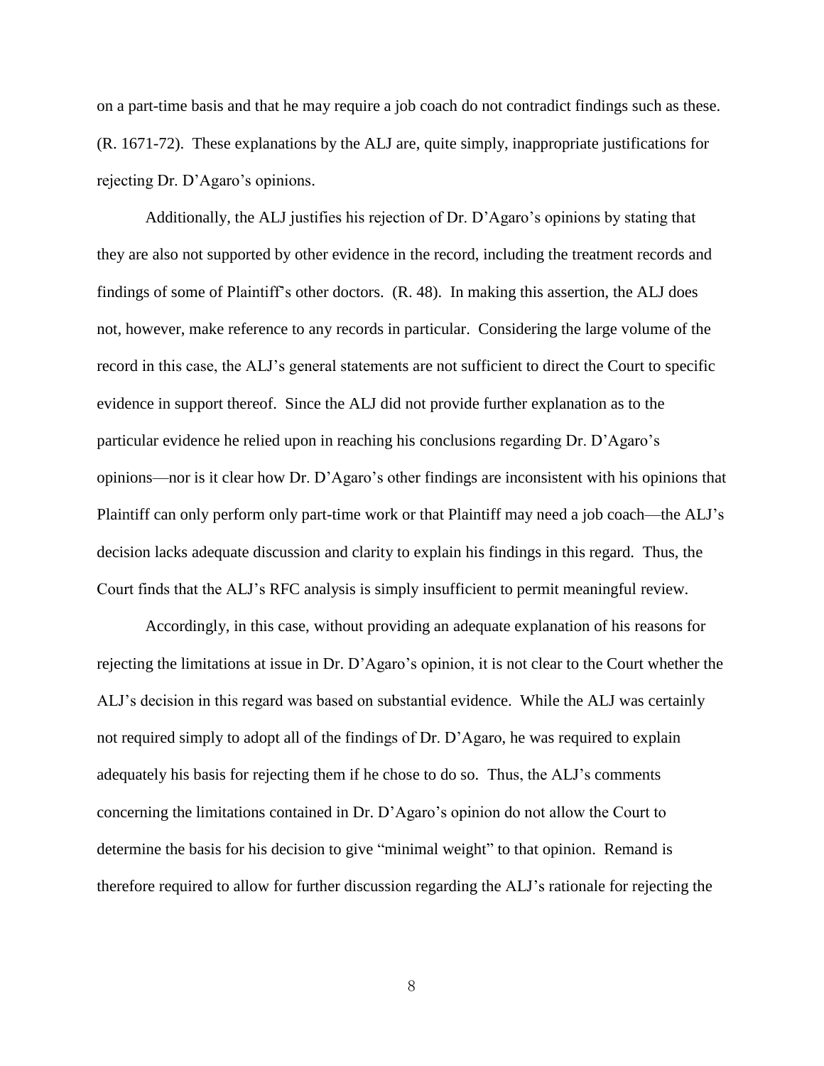on a part-time basis and that he may require a job coach do not contradict findings such as these. (R. 1671-72). These explanations by the ALJ are, quite simply, inappropriate justifications for rejecting Dr. D'Agaro's opinions.

Additionally, the ALJ justifies his rejection of Dr. D'Agaro's opinions by stating that they are also not supported by other evidence in the record, including the treatment records and findings of some of Plaintiff's other doctors. (R. 48). In making this assertion, the ALJ does not, however, make reference to any records in particular. Considering the large volume of the record in this case, the ALJ's general statements are not sufficient to direct the Court to specific evidence in support thereof. Since the ALJ did not provide further explanation as to the particular evidence he relied upon in reaching his conclusions regarding Dr. D'Agaro's opinions—nor is it clear how Dr. D'Agaro's other findings are inconsistent with his opinions that Plaintiff can only perform only part-time work or that Plaintiff may need a job coach—the ALJ's decision lacks adequate discussion and clarity to explain his findings in this regard. Thus, the Court finds that the ALJ's RFC analysis is simply insufficient to permit meaningful review.

Accordingly, in this case, without providing an adequate explanation of his reasons for rejecting the limitations at issue in Dr. D'Agaro's opinion, it is not clear to the Court whether the ALJ's decision in this regard was based on substantial evidence. While the ALJ was certainly not required simply to adopt all of the findings of Dr. D'Agaro, he was required to explain adequately his basis for rejecting them if he chose to do so. Thus, the ALJ's comments concerning the limitations contained in Dr. D'Agaro's opinion do not allow the Court to determine the basis for his decision to give "minimal weight" to that opinion. Remand is therefore required to allow for further discussion regarding the ALJ's rationale for rejecting the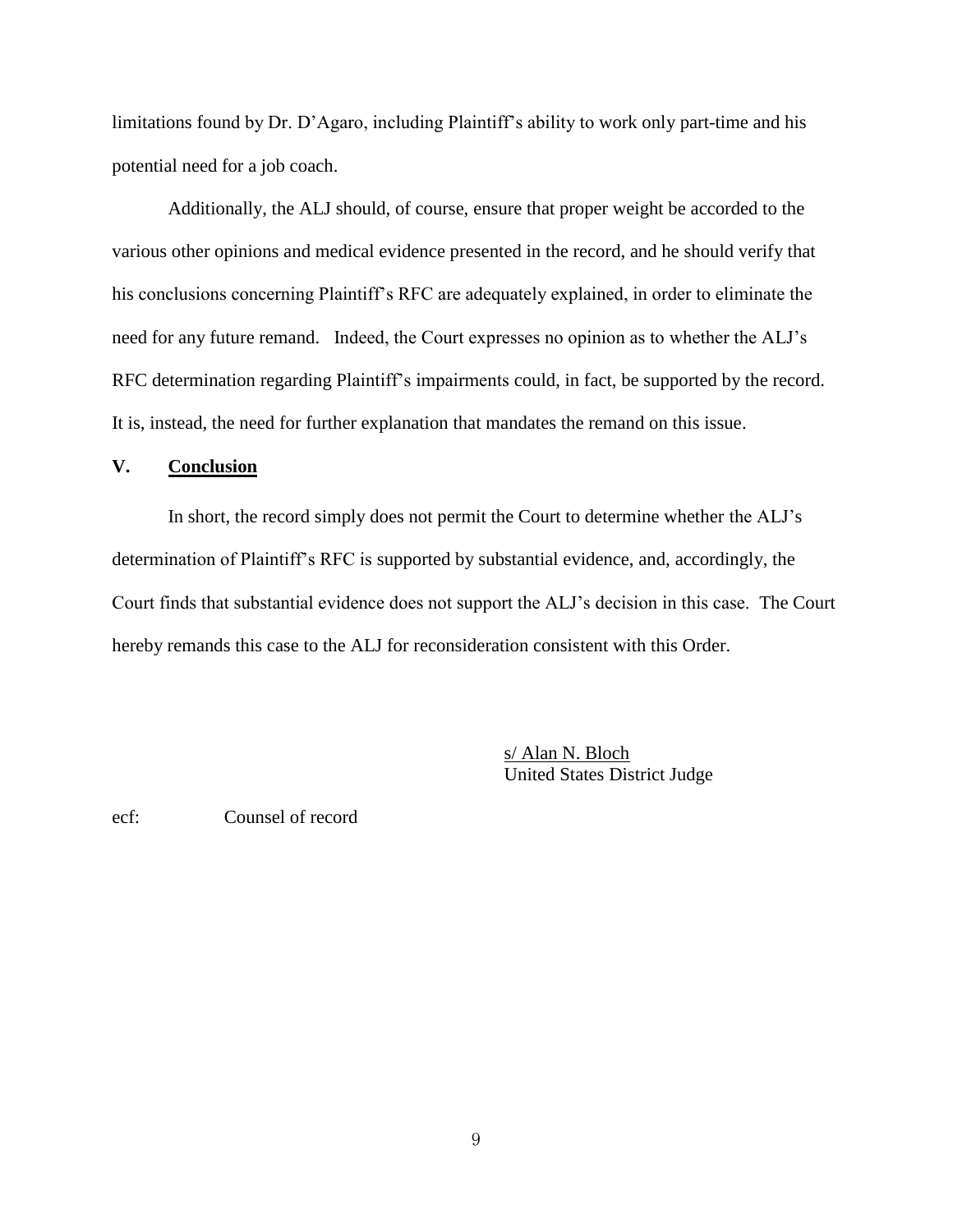limitations found by Dr. D'Agaro, including Plaintiff's ability to work only part-time and his potential need for a job coach.

Additionally, the ALJ should, of course, ensure that proper weight be accorded to the various other opinions and medical evidence presented in the record, and he should verify that his conclusions concerning Plaintiff's RFC are adequately explained, in order to eliminate the need for any future remand. Indeed, the Court expresses no opinion as to whether the ALJ's RFC determination regarding Plaintiff's impairments could, in fact, be supported by the record. It is, instead, the need for further explanation that mandates the remand on this issue.

## V. Conclusion

In short, the record simply does not permit the Court to determine whether the ALJ's determination of Plaintiff's RFC is supported by substantial evidence, and, accordingly, the Court finds that substantial evidence does not support the ALJ's decision in this case. The Court hereby remands this case to the ALJ for reconsideration consistent with this Order.

s/ Alan N. Bloch
United States District Judge

ecf: Counsel of record